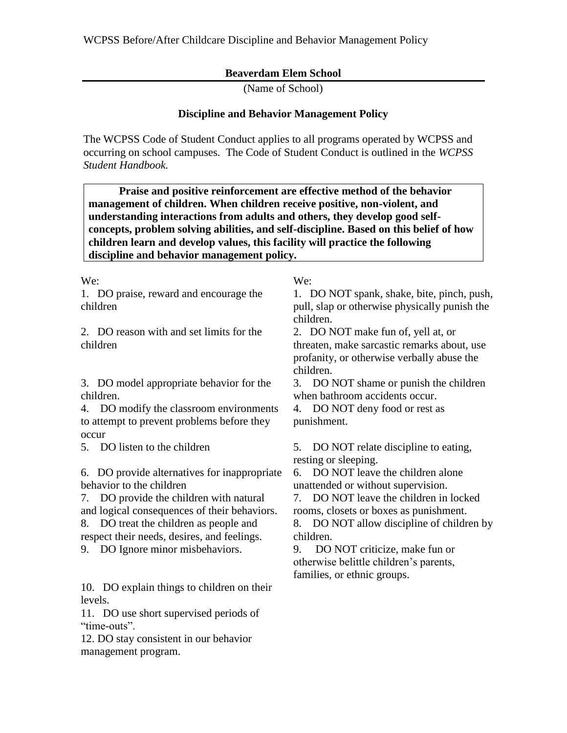WCPSS Before/After Childcare Discipline and Behavior Management Policy

**Beaverdam Elem School**

(Name of School)

**Discipline and Behavior Management Policy**

The WCPSS Code of Student Conduct applies to all programs operated by WCPSS and occurring on school campuses. The Code of Student Conduct is outlined in the *WCPSS Student Handbook.*

**Praise and positive reinforcement are effective method of the behavior management of children. When children receive positive, non-violent, and understanding interactions from adults and others, they develop good self-concepts, problem solving abilities, and self-discipline. Based on this belief of how children learn and develop values, this facility will practice the following discipline and behavior management policy.**

We:

1. DO praise, reward and encourage the children
2. DO reason with and set limits for the children
3. DO model appropriate behavior for the children.
4. DO modify the classroom environments to attempt to prevent problems before they occur
5. DO listen to the children
6. DO provide alternatives for inappropriate behavior to the children
7. DO provide the children with natural and logical consequences of their behaviors.
8. DO treat the children as people and respect their needs, desires, and feelings.
9. DO Ignore minor misbehaviors.
10. DO explain things to children on their levels.
11. DO use short supervised periods of "time-outs".
12. DO stay consistent in our behavior management program.

We:

1. DO NOT spank, shake, bite, pinch, push, pull, slap or otherwise physically punish the children.
2. DO NOT make fun of, yell at, or threaten, make sarcastic remarks about, use profanity, or otherwise verbally abuse the children.
3. DO NOT shame or punish the children when bathroom accidents occur.
4. DO NOT deny food or rest as punishment.
5. DO NOT relate discipline to eating, resting or sleeping.
6. DO NOT leave the children alone unattended or without supervision.
7. DO NOT leave the children in locked rooms, closets or boxes as punishment.
8. DO NOT allow discipline of children by children.
9. DO NOT criticize, make fun or otherwise belittle children's parents, families, or ethnic groups.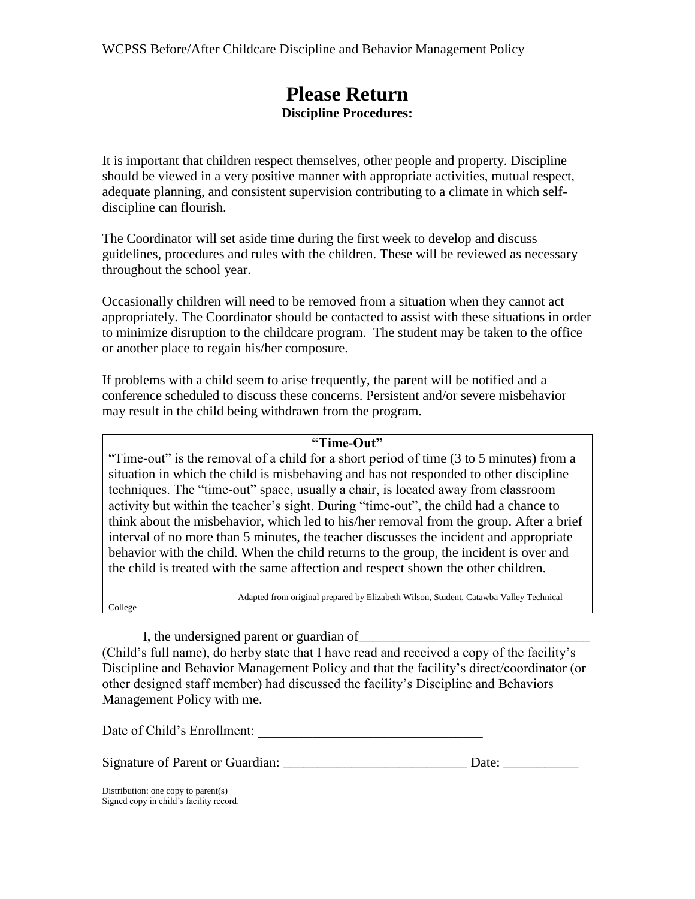# Please Return

**Discipline Procedures:**

It is important that children respect themselves, other people and property. Discipline should be viewed in a very positive manner with appropriate activities, mutual respect, adequate planning, and consistent supervision contributing to a climate in which self-discipline can flourish.

The Coordinator will set aside time during the first week to develop and discuss guidelines, procedures and rules with the children. These will be reviewed as necessary throughout the school year.

Occasionally children will need to be removed from a situation when they cannot act appropriately. The Coordinator should be contacted to assist with these situations in order to minimize disruption to the childcare program. The student may be taken to the office or another place to regain his/her composure.

If problems with a child seem to arise frequently, the parent will be notified and a conference scheduled to discuss these concerns. Persistent and/or severe misbehavior may result in the child being withdrawn from the program.

**"Time-Out"**

"Time-out" is the removal of a child for a short period of time (3 to 5 minutes) from a situation in which the child is misbehaving and has not responded to other discipline techniques. The "time-out" space, usually a chair, is located away from classroom activity but within the teacher's sight. During "time-out", the child had a chance to think about the misbehavior, which led to his/her removal from the group. After a brief interval of no more than 5 minutes, the teacher discusses the incident and appropriate behavior with the child. When the child returns to the group, the incident is over and the child is treated with the same affection and respect shown the other children.

Adapted from original prepared by Elizabeth Wilson, Student, Catawba Valley Technical College

I, the undersigned parent or guardian of__________________________________ (Child's full name), do herby state that I have read and received a copy of the facility's Discipline and Behavior Management Policy and that the facility's direct/coordinator (or other designed staff member) had discussed the facility's Discipline and Behaviors Management Policy with me.

Date of Child's Enrollment: _________________________________

Signature of Parent or Guardian: ___________________________ Date: ___________

Distribution: one copy to parent(s)
Signed copy in child's facility record.